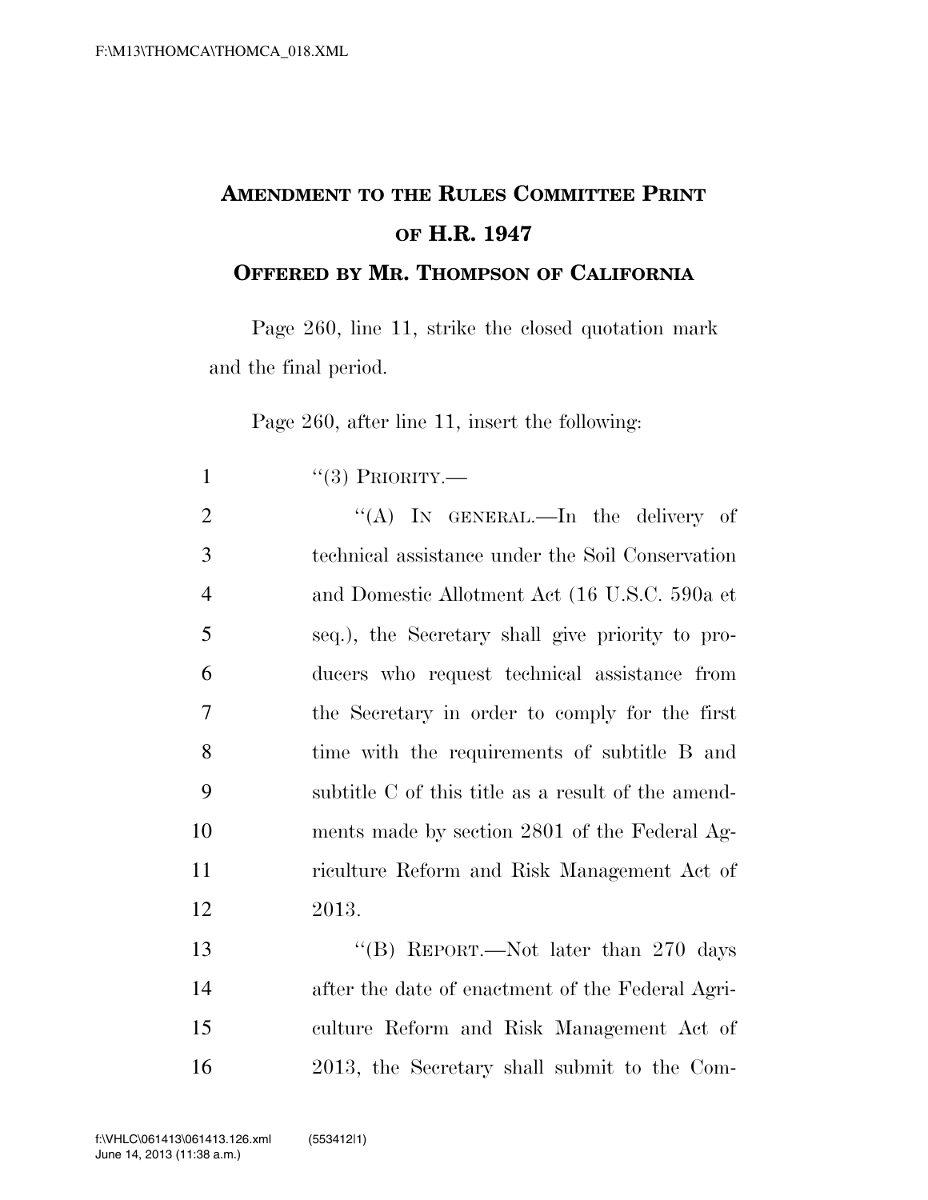**AMENDMENT TO THE RULES COMMITTEE PRINT OF H.R. 1947**

**OFFERED BY MR. THOMPSON OF CALIFORNIA**

Page 260, line 11, strike the closed quotation mark and the final period.

Page 260, after line 11, insert the following:

1 "(3) PRIORITY.—

2 "(A) IN GENERAL.—In the delivery of
3 technical assistance under the Soil Conservation
4 and Domestic Allotment Act (16 U.S.C. 590a et
5 seq.), the Secretary shall give priority to pro-
6 ducers who request technical assistance from
7 the Secretary in order to comply for the first
8 time with the requirements of subtitle B and
9 subtitle C of this title as a result of the amend-
10 ments made by section 2801 of the Federal Ag-
11 riculture Reform and Risk Management Act of
12 2013.

13 "(B) REPORT.—Not later than 270 days
14 after the date of enactment of the Federal Agri-
15 culture Reform and Risk Management Act of
16 2013, the Secretary shall submit to the Com-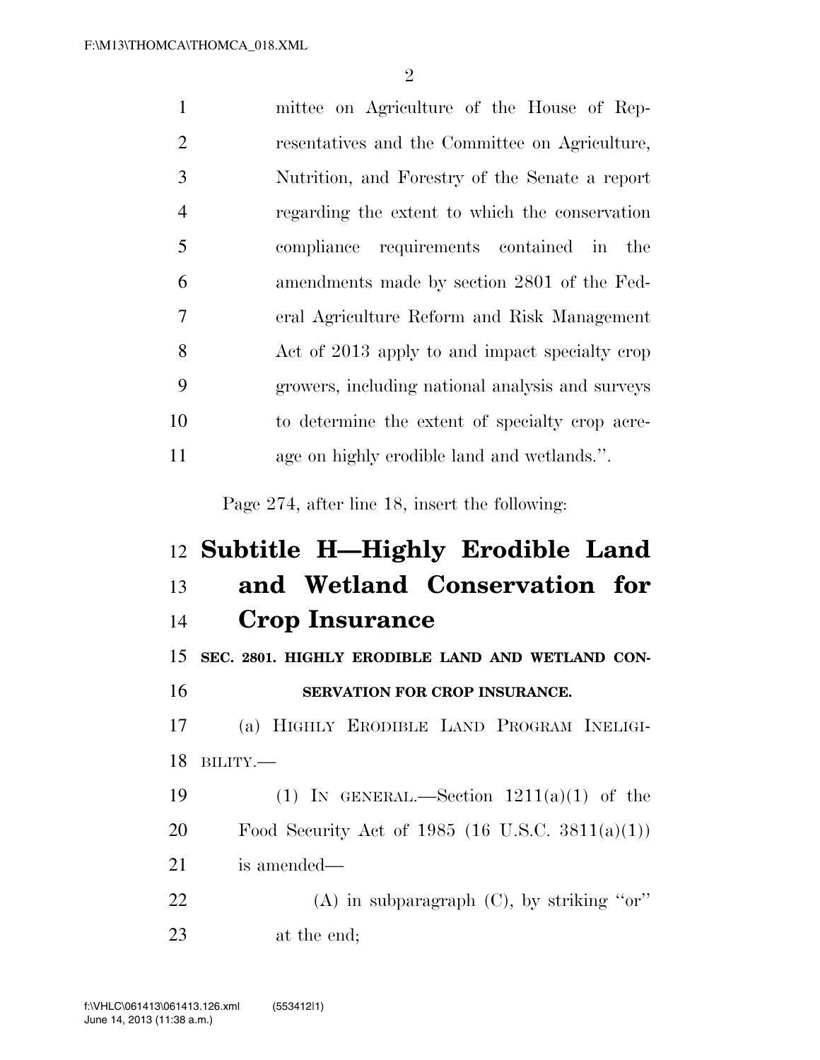mittee on Agriculture of the House of Representatives and the Committee on Agriculture, Nutrition, and Forestry of the Senate a report regarding the extent to which the conservation compliance requirements contained in the amendments made by section 2801 of the Federal Agriculture Reform and Risk Management Act of 2013 apply to and impact specialty crop growers, including national analysis and surveys to determine the extent of specialty crop acreage on highly erodible land and wetlands.''.

Page 274, after line 18, insert the following:

# Subtitle H—Highly Erodible Land and Wetland Conservation for Crop Insurance

**SEC. 2801. HIGHLY ERODIBLE LAND AND WETLAND CONSERVATION FOR CROP INSURANCE.**

(a) HIGHLY ERODIBLE LAND PROGRAM INELIGIBILITY.—

(1) IN GENERAL.—Section 1211(a)(1) of the Food Security Act of 1985 (16 U.S.C. 3811(a)(1)) is amended—

(A) in subparagraph (C), by striking ''or'' at the end;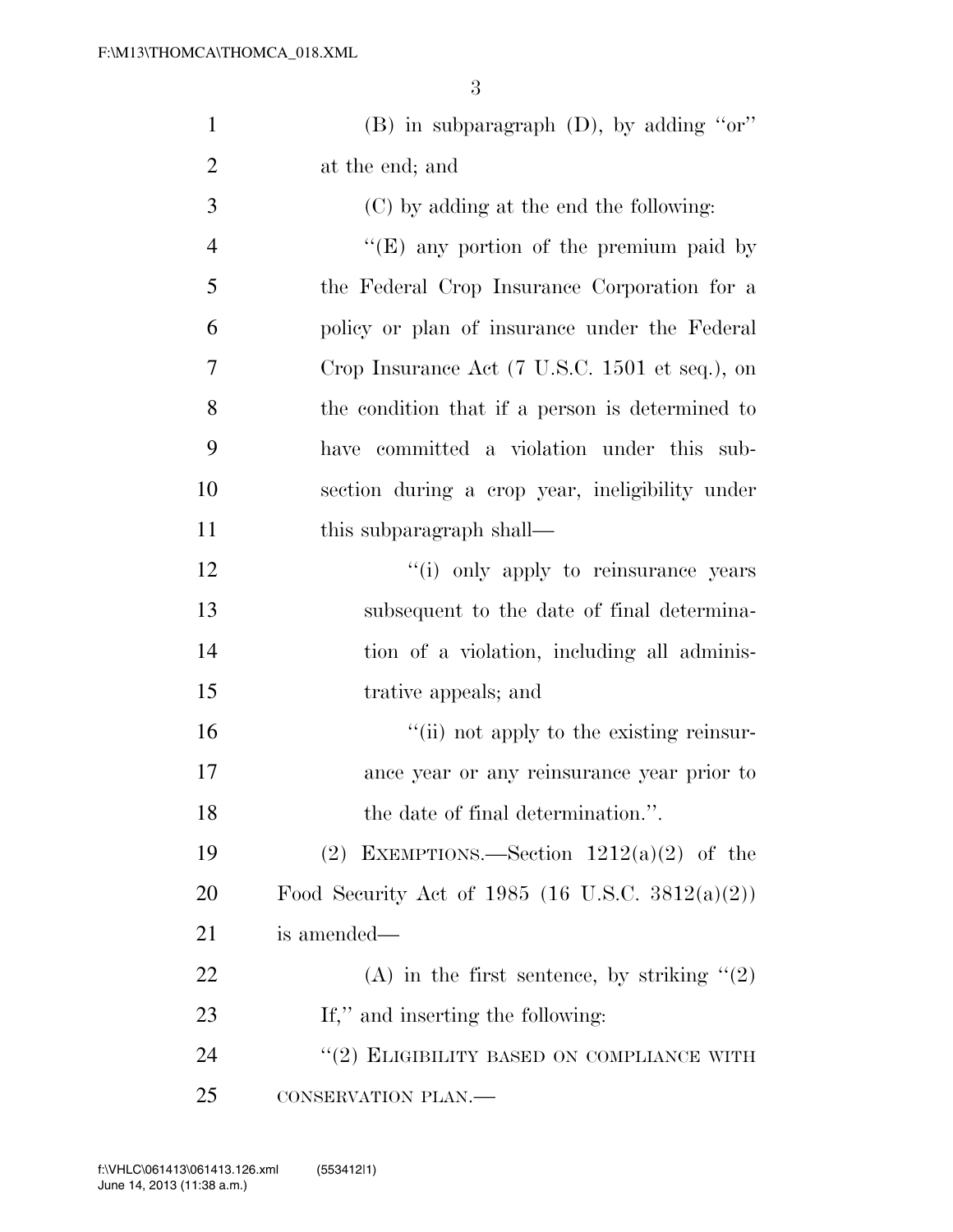(B) in subparagraph (D), by adding ''or'' at the end; and

(C) by adding at the end the following:

''(E) any portion of the premium paid by the Federal Crop Insurance Corporation for a policy or plan of insurance under the Federal Crop Insurance Act (7 U.S.C. 1501 et seq.), on the condition that if a person is determined to have committed a violation under this subsection during a crop year, ineligibility under this subparagraph shall—

''(i) only apply to reinsurance years subsequent to the date of final determination of a violation, including all administrative appeals; and

''(ii) not apply to the existing reinsurance year or any reinsurance year prior to the date of final determination.''.

(2) EXEMPTIONS.—Section 1212(a)(2) of the Food Security Act of 1985 (16 U.S.C. 3812(a)(2)) is amended—

(A) in the first sentence, by striking ''(2) If,'' and inserting the following:

''(2) ELIGIBILITY BASED ON COMPLIANCE WITH CONSERVATION PLAN.—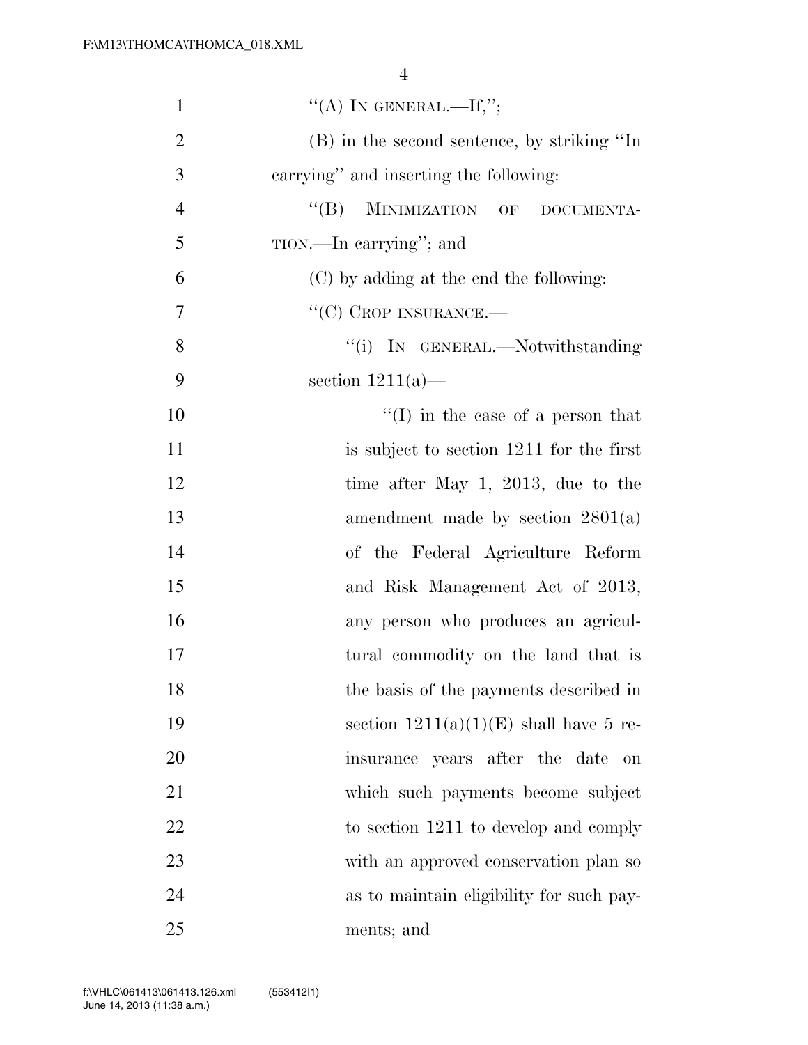"(A) IN GENERAL.—If,";

(B) in the second sentence, by striking "In carrying" and inserting the following:

"(B) MINIMIZATION OF DOCUMENTATION.—In carrying"; and

(C) by adding at the end the following:

"(C) CROP INSURANCE.—

"(i) IN GENERAL.—Notwithstanding section 1211(a)—

"(I) in the case of a person that is subject to section 1211 for the first time after May 1, 2013, due to the amendment made by section 2801(a) of the Federal Agriculture Reform and Risk Management Act of 2013, any person who produces an agricultural commodity on the land that is the basis of the payments described in section 1211(a)(1)(E) shall have 5 reinsurance years after the date on which such payments become subject to section 1211 to develop and comply with an approved conservation plan so as to maintain eligibility for such payments; and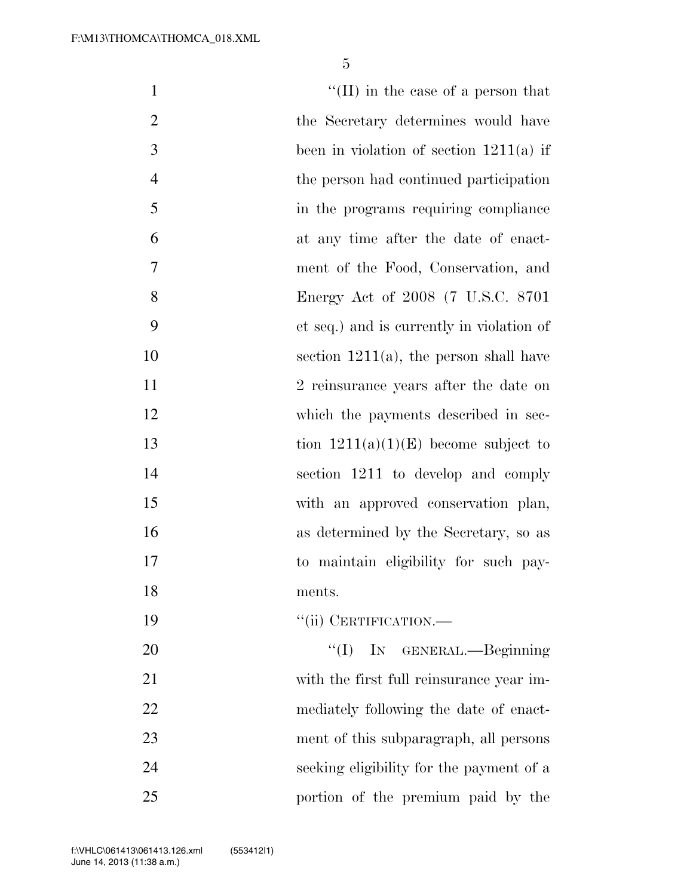"(II) in the case of a person that the Secretary determines would have been in violation of section 1211(a) if the person had continued participation in the programs requiring compliance at any time after the date of enactment of the Food, Conservation, and Energy Act of 2008 (7 U.S.C. 8701 et seq.) and is currently in violation of section 1211(a), the person shall have 2 reinsurance years after the date on which the payments described in section 1211(a)(1)(E) become subject to section 1211 to develop and comply with an approved conservation plan, as determined by the Secretary, so as to maintain eligibility for such payments.

"(ii) CERTIFICATION.—

"(I) IN GENERAL.—Beginning with the first full reinsurance year immediately following the date of enactment of this subparagraph, all persons seeking eligibility for the payment of a portion of the premium paid by the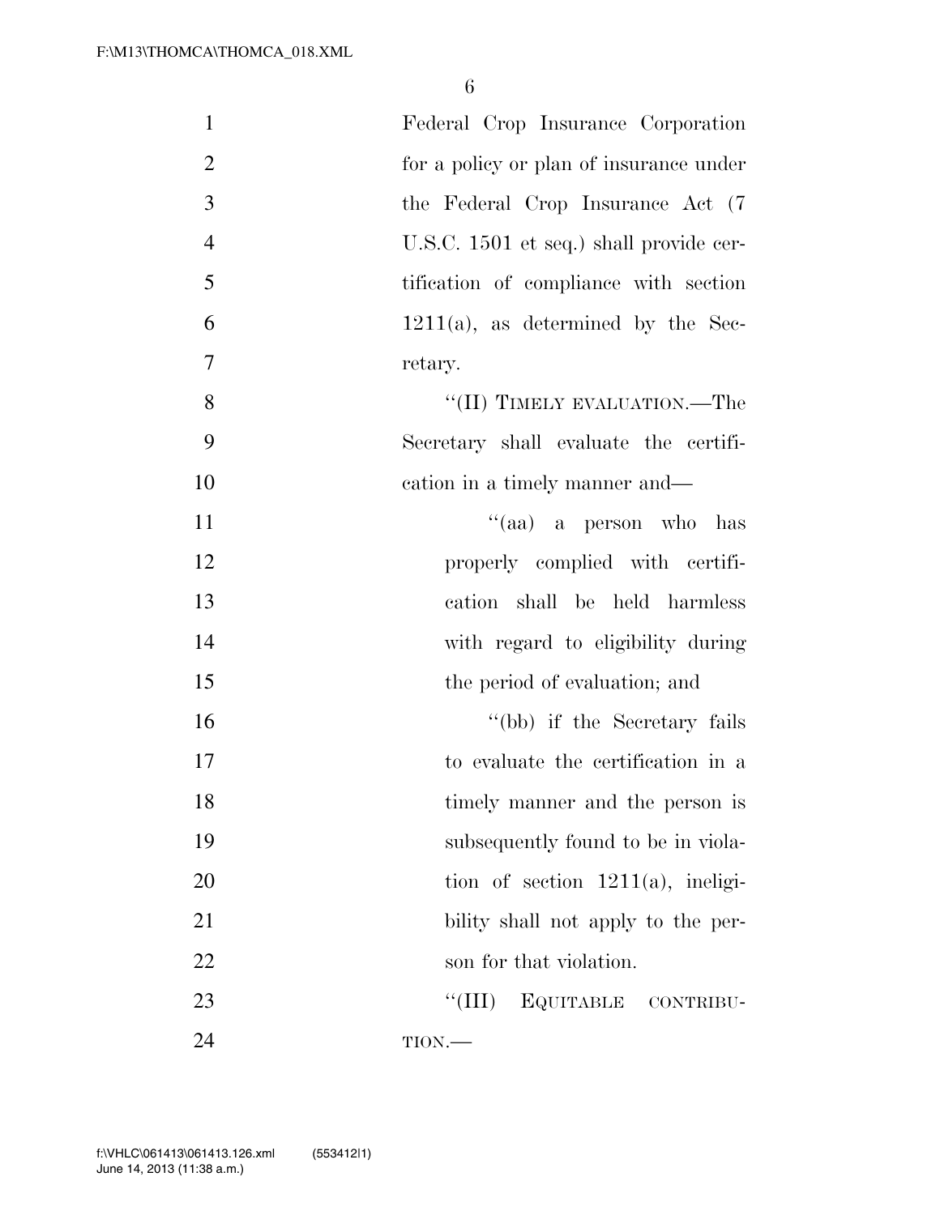Federal Crop Insurance Corporation for a policy or plan of insurance under the Federal Crop Insurance Act (7 U.S.C. 1501 et seq.) shall provide certification of compliance with section 1211(a), as determined by the Secretary.

"(II) TIMELY EVALUATION.—The Secretary shall evaluate the certification in a timely manner and—

"(aa) a person who has properly complied with certification shall be held harmless with regard to eligibility during the period of evaluation; and

"(bb) if the Secretary fails to evaluate the certification in a timely manner and the person is subsequently found to be in violation of section 1211(a), ineligibility shall not apply to the person for that violation.

"(III) EQUITABLE CONTRIBUTION.—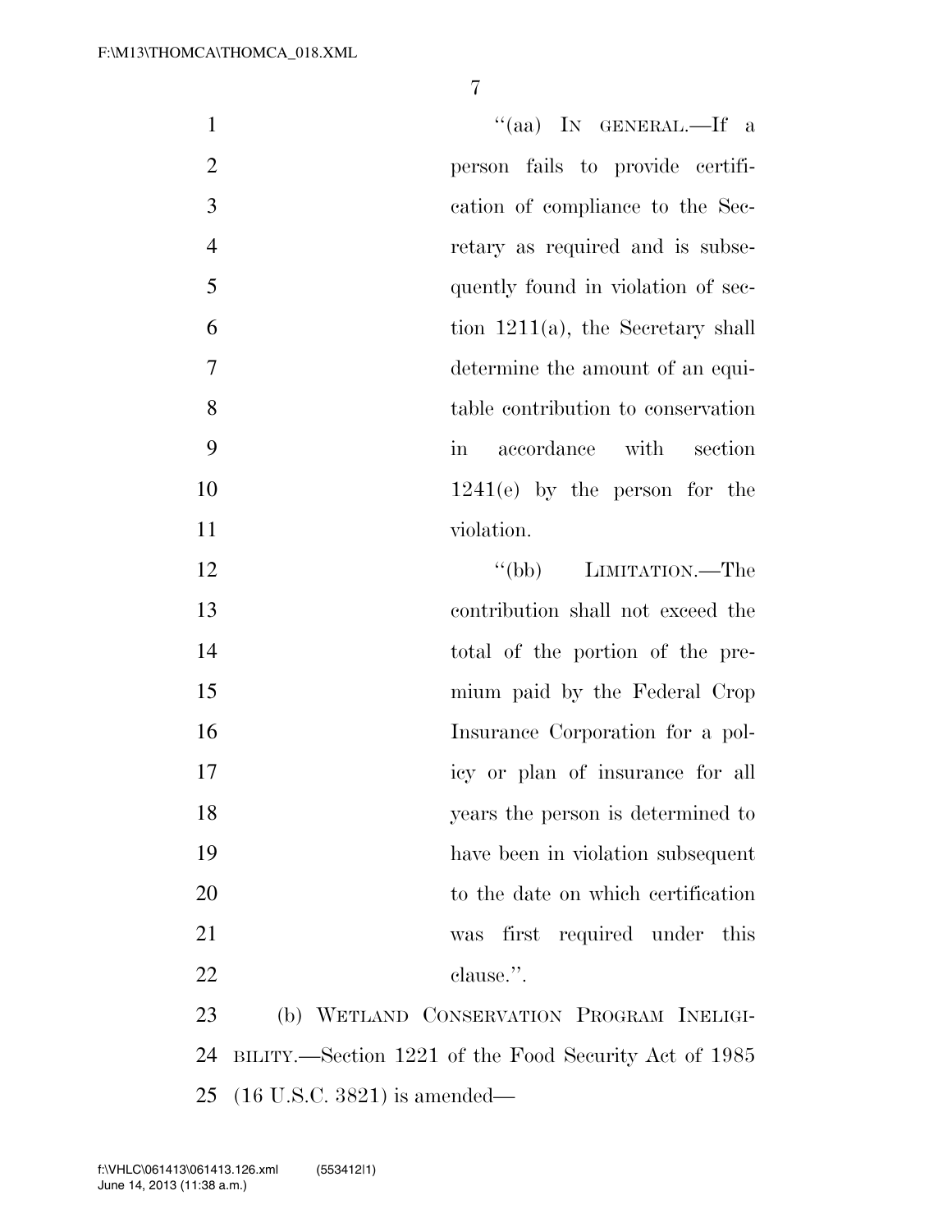"(aa) IN GENERAL.—If a person fails to provide certification of compliance to the Secretary as required and is subsequently found in violation of section 1211(a), the Secretary shall determine the amount of an equitable contribution to conservation in accordance with section 1241(e) by the person for the violation.

"(bb) LIMITATION.—The contribution shall not exceed the total of the portion of the premium paid by the Federal Crop Insurance Corporation for a policy or plan of insurance for all years the person is determined to have been in violation subsequent to the date on which certification was first required under this clause.".

(b) WETLAND CONSERVATION PROGRAM INELIGIBILITY.—Section 1221 of the Food Security Act of 1985 (16 U.S.C. 3821) is amended—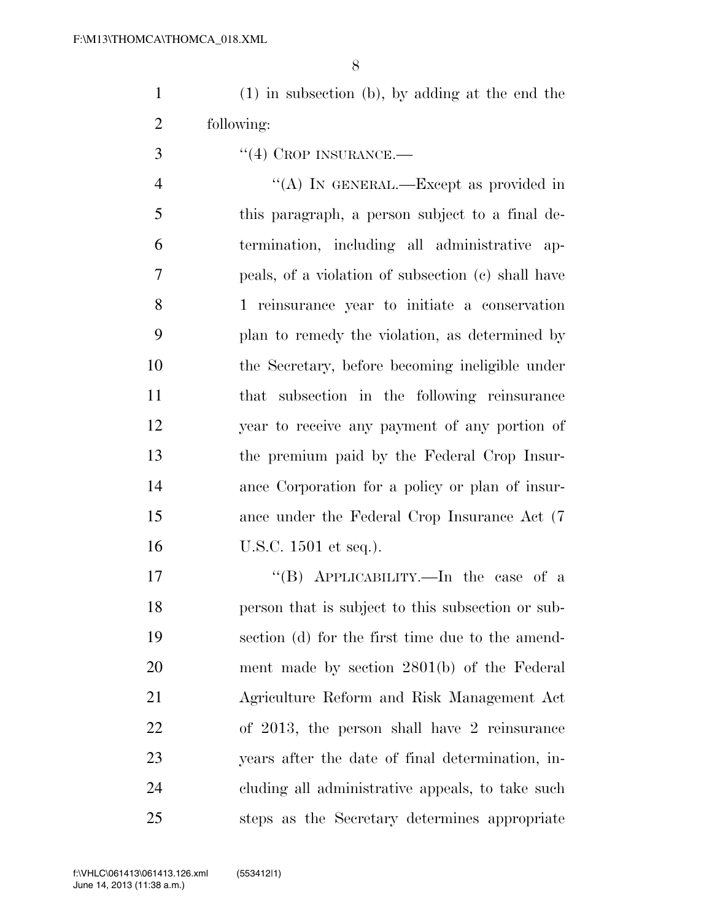(1) in subsection (b), by adding at the end the following:

"(4) CROP INSURANCE.—

"(A) IN GENERAL.—Except as provided in this paragraph, a person subject to a final determination, including all administrative appeals, of a violation of subsection (c) shall have 1 reinsurance year to initiate a conservation plan to remedy the violation, as determined by the Secretary, before becoming ineligible under that subsection in the following reinsurance year to receive any payment of any portion of the premium paid by the Federal Crop Insurance Corporation for a policy or plan of insurance under the Federal Crop Insurance Act (7 U.S.C. 1501 et seq.).

"(B) APPLICABILITY.—In the case of a person that is subject to this subsection or subsection (d) for the first time due to the amendment made by section 2801(b) of the Federal Agriculture Reform and Risk Management Act of 2013, the person shall have 2 reinsurance years after the date of final determination, including all administrative appeals, to take such steps as the Secretary determines appropriate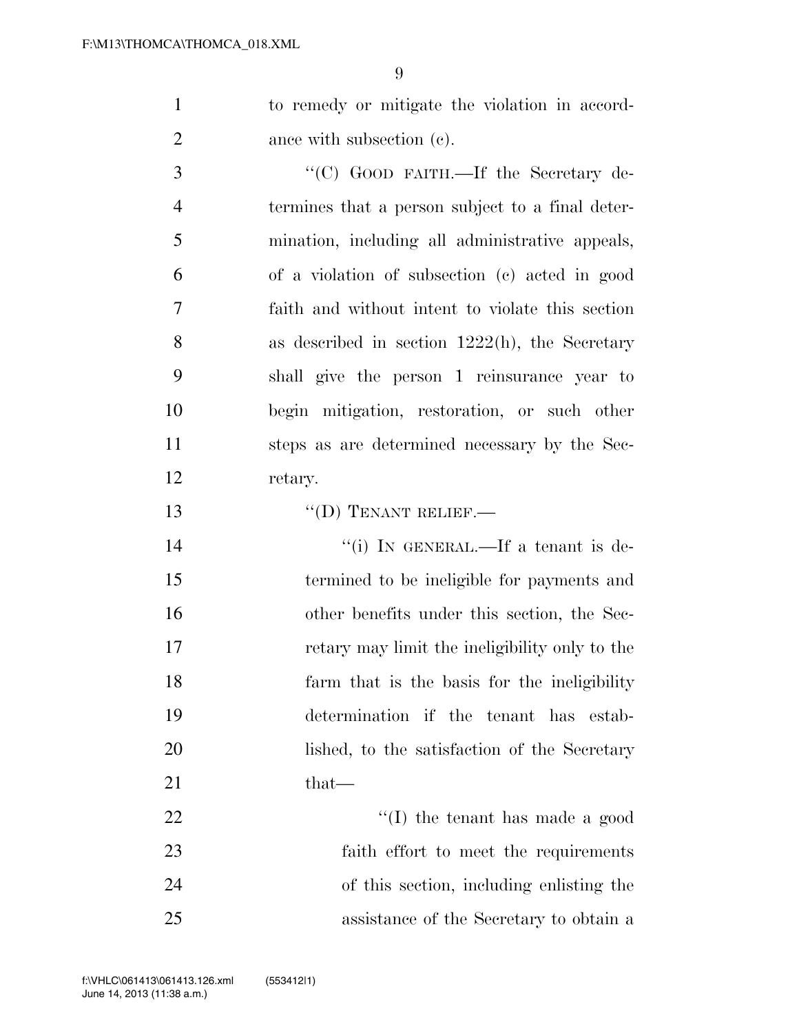to remedy or mitigate the violation in accordance with subsection (c).

''(C) GOOD FAITH.—If the Secretary determines that a person subject to a final determination, including all administrative appeals, of a violation of subsection (c) acted in good faith and without intent to violate this section as described in section 1222(h), the Secretary shall give the person 1 reinsurance year to begin mitigation, restoration, or such other steps as are determined necessary by the Secretary.

''(D) TENANT RELIEF.—

''(i) IN GENERAL.—If a tenant is determined to be ineligible for payments and other benefits under this section, the Secretary may limit the ineligibility only to the farm that is the basis for the ineligibility determination if the tenant has established, to the satisfaction of the Secretary that—

''(I) the tenant has made a good faith effort to meet the requirements of this section, including enlisting the assistance of the Secretary to obtain a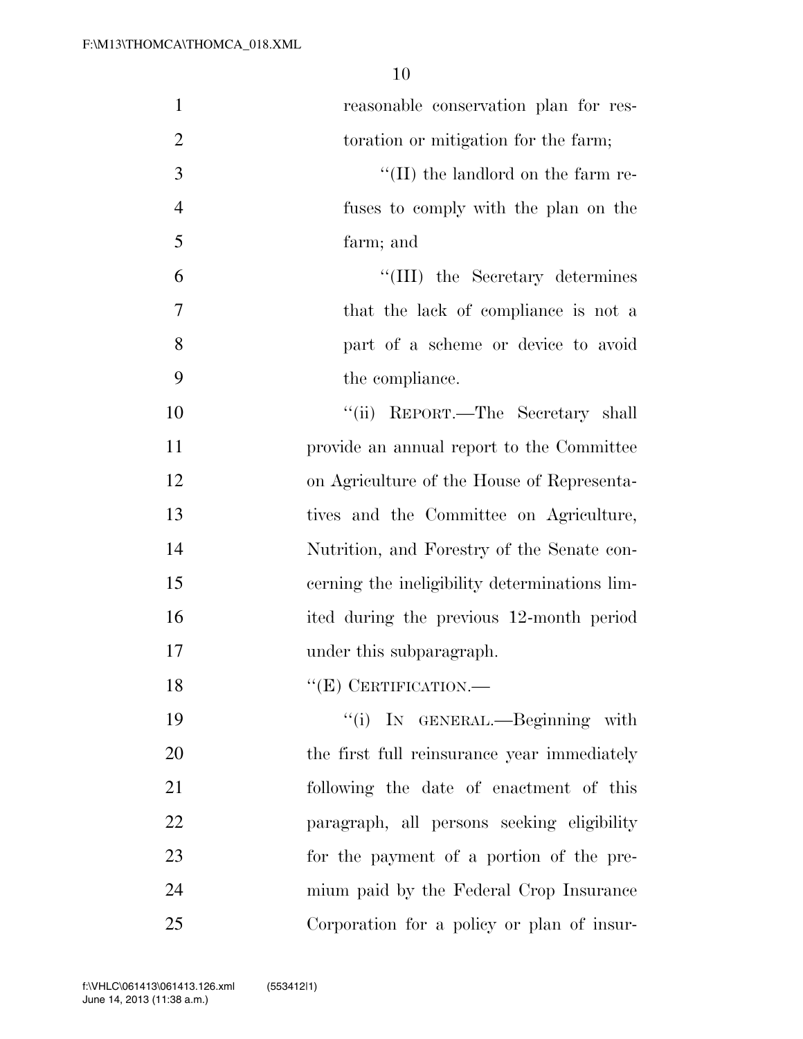reasonable conservation plan for restoration or mitigation for the farm;

''(II) the landlord on the farm refuses to comply with the plan on the farm; and

''(III) the Secretary determines that the lack of compliance is not a part of a scheme or device to avoid the compliance.

''(ii) REPORT.—The Secretary shall provide an annual report to the Committee on Agriculture of the House of Representatives and the Committee on Agriculture, Nutrition, and Forestry of the Senate concerning the ineligibility determinations limited during the previous 12-month period under this subparagraph.

''(E) CERTIFICATION.—

''(i) IN GENERAL.—Beginning with the first full reinsurance year immediately following the date of enactment of this paragraph, all persons seeking eligibility for the payment of a portion of the premium paid by the Federal Crop Insurance Corporation for a policy or plan of insur-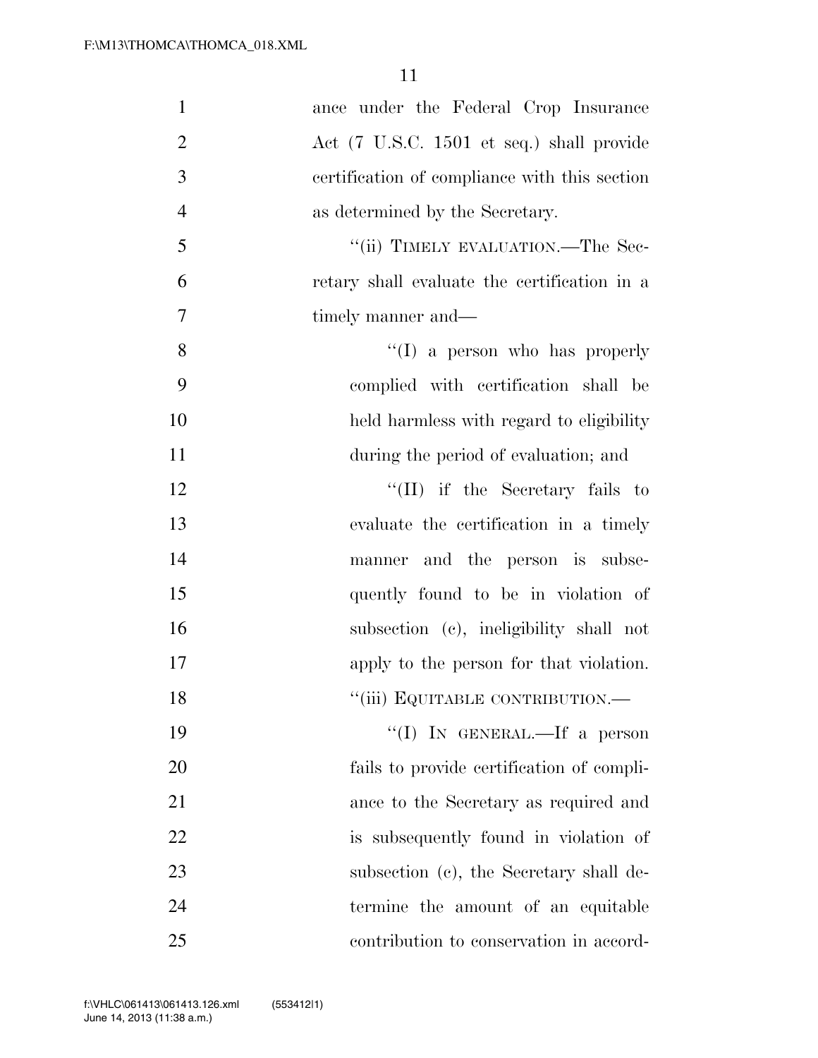ance under the Federal Crop Insurance Act (7 U.S.C. 1501 et seq.) shall provide certification of compliance with this section as determined by the Secretary.

"(ii) TIMELY EVALUATION.—The Secretary shall evaluate the certification in a timely manner and—

"(I) a person who has properly complied with certification shall be held harmless with regard to eligibility during the period of evaluation; and

"(II) if the Secretary fails to evaluate the certification in a timely manner and the person is subsequently found to be in violation of subsection (c), ineligibility shall not apply to the person for that violation.

"(iii) EQUITABLE CONTRIBUTION.—

"(I) IN GENERAL.—If a person fails to provide certification of compliance to the Secretary as required and is subsequently found in violation of subsection (c), the Secretary shall determine the amount of an equitable contribution to conservation in accord-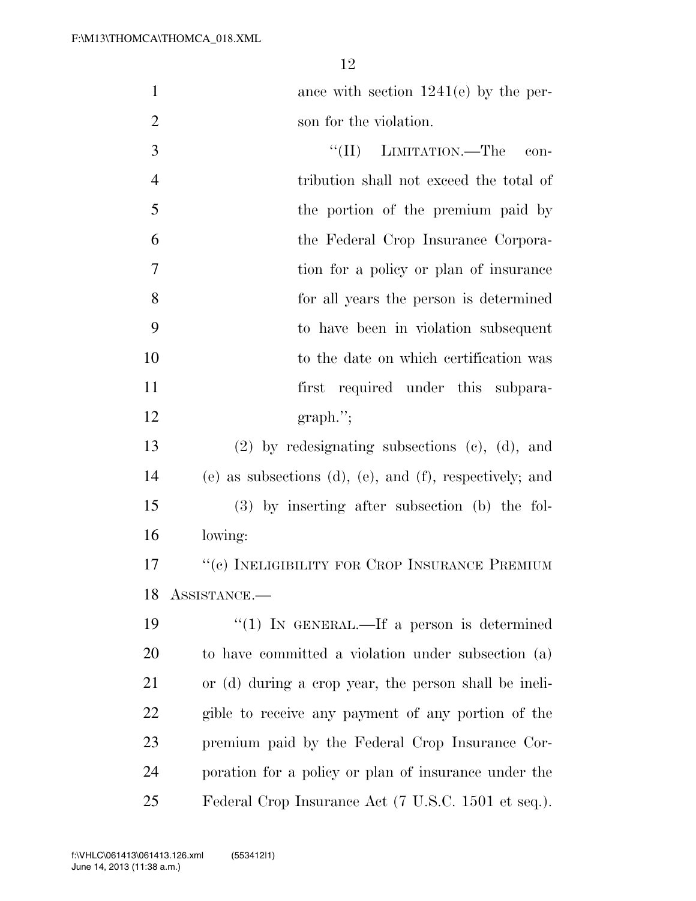ance with section 1241(e) by the person for the violation.

"(II) LIMITATION.—The contribution shall not exceed the total of the portion of the premium paid by the Federal Crop Insurance Corporation for a policy or plan of insurance for all years the person is determined to have been in violation subsequent to the date on which certification was first required under this subparagraph.";

(2) by redesignating subsections (c), (d), and (e) as subsections (d), (e), and (f), respectively; and

(3) by inserting after subsection (b) the following:

"(c) INELIGIBILITY FOR CROP INSURANCE PREMIUM ASSISTANCE.—

"(1) IN GENERAL.—If a person is determined to have committed a violation under subsection (a) or (d) during a crop year, the person shall be ineligible to receive any payment of any portion of the premium paid by the Federal Crop Insurance Corporation for a policy or plan of insurance under the Federal Crop Insurance Act (7 U.S.C. 1501 et seq.).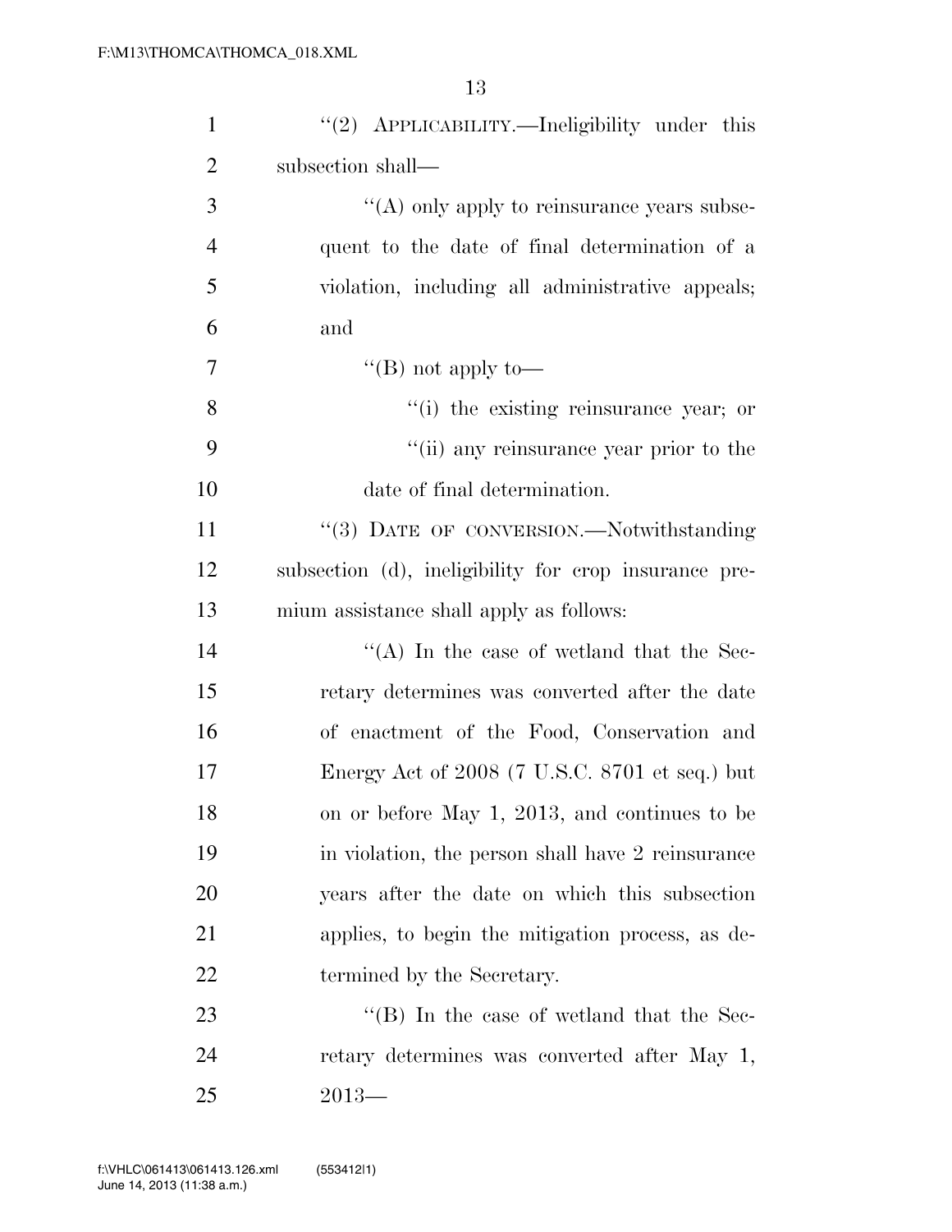''(2) APPLICABILITY.—Ineligibility under this subsection shall—

''(A) only apply to reinsurance years subsequent to the date of final determination of a violation, including all administrative appeals; and

''(B) not apply to—

''(i) the existing reinsurance year; or

''(ii) any reinsurance year prior to the date of final determination.

''(3) DATE OF CONVERSION.—Notwithstanding subsection (d), ineligibility for crop insurance premium assistance shall apply as follows:

''(A) In the case of wetland that the Secretary determines was converted after the date of enactment of the Food, Conservation and Energy Act of 2008 (7 U.S.C. 8701 et seq.) but on or before May 1, 2013, and continues to be in violation, the person shall have 2 reinsurance years after the date on which this subsection applies, to begin the mitigation process, as determined by the Secretary.

''(B) In the case of wetland that the Secretary determines was converted after May 1, 2013—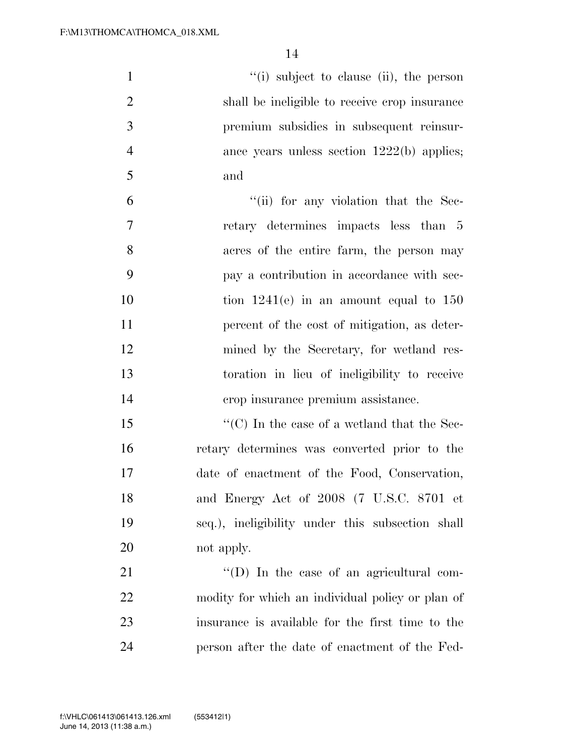''(i) subject to clause (ii), the person shall be ineligible to receive crop insurance premium subsidies in subsequent reinsurance years unless section 1222(b) applies; and

''(ii) for any violation that the Secretary determines impacts less than 5 acres of the entire farm, the person may pay a contribution in accordance with section 1241(e) in an amount equal to 150 percent of the cost of mitigation, as determined by the Secretary, for wetland restoration in lieu of ineligibility to receive crop insurance premium assistance.

''(C) In the case of a wetland that the Secretary determines was converted prior to the date of enactment of the Food, Conservation, and Energy Act of 2008 (7 U.S.C. 8701 et seq.), ineligibility under this subsection shall not apply.

''(D) In the case of an agricultural commodity for which an individual policy or plan of insurance is available for the first time to the person after the date of enactment of the Fed-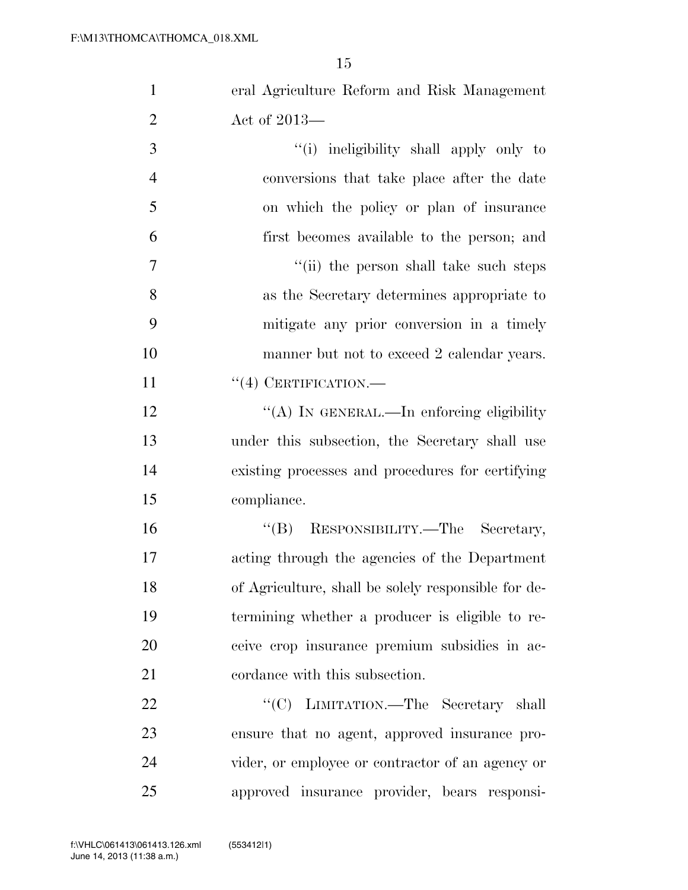eral Agriculture Reform and Risk Management Act of 2013—

"(i) ineligibility shall apply only to conversions that take place after the date on which the policy or plan of insurance first becomes available to the person; and

"(ii) the person shall take such steps as the Secretary determines appropriate to mitigate any prior conversion in a timely manner but not to exceed 2 calendar years.

"(4) CERTIFICATION.—

"(A) IN GENERAL.—In enforcing eligibility under this subsection, the Secretary shall use existing processes and procedures for certifying compliance.

"(B) RESPONSIBILITY.—The Secretary, acting through the agencies of the Department of Agriculture, shall be solely responsible for determining whether a producer is eligible to receive crop insurance premium subsidies in accordance with this subsection.

"(C) LIMITATION.—The Secretary shall ensure that no agent, approved insurance provider, or employee or contractor of an agency or approved insurance provider, bears responsi-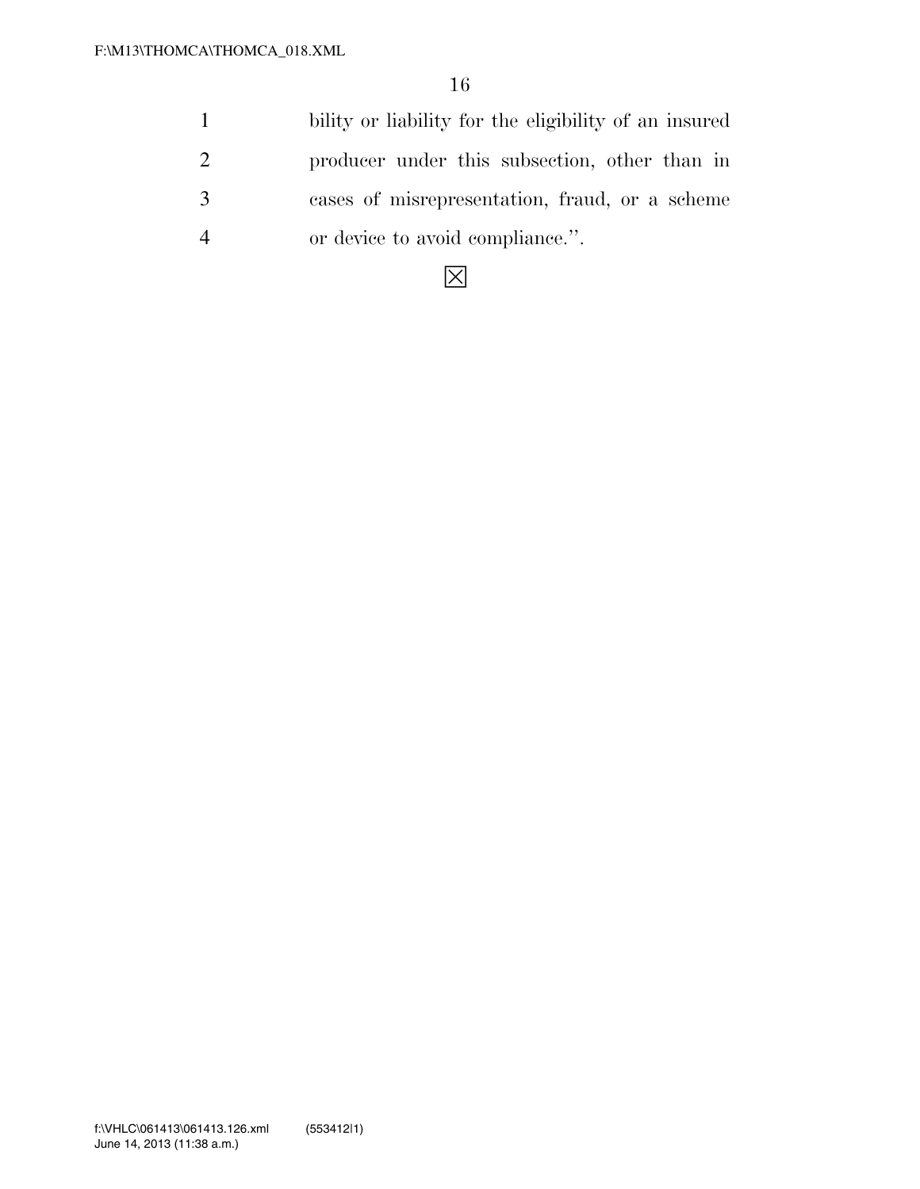bility or liability for the eligibility of an insured producer under this subsection, other than in cases of misrepresentation, fraud, or a scheme or device to avoid compliance.''.